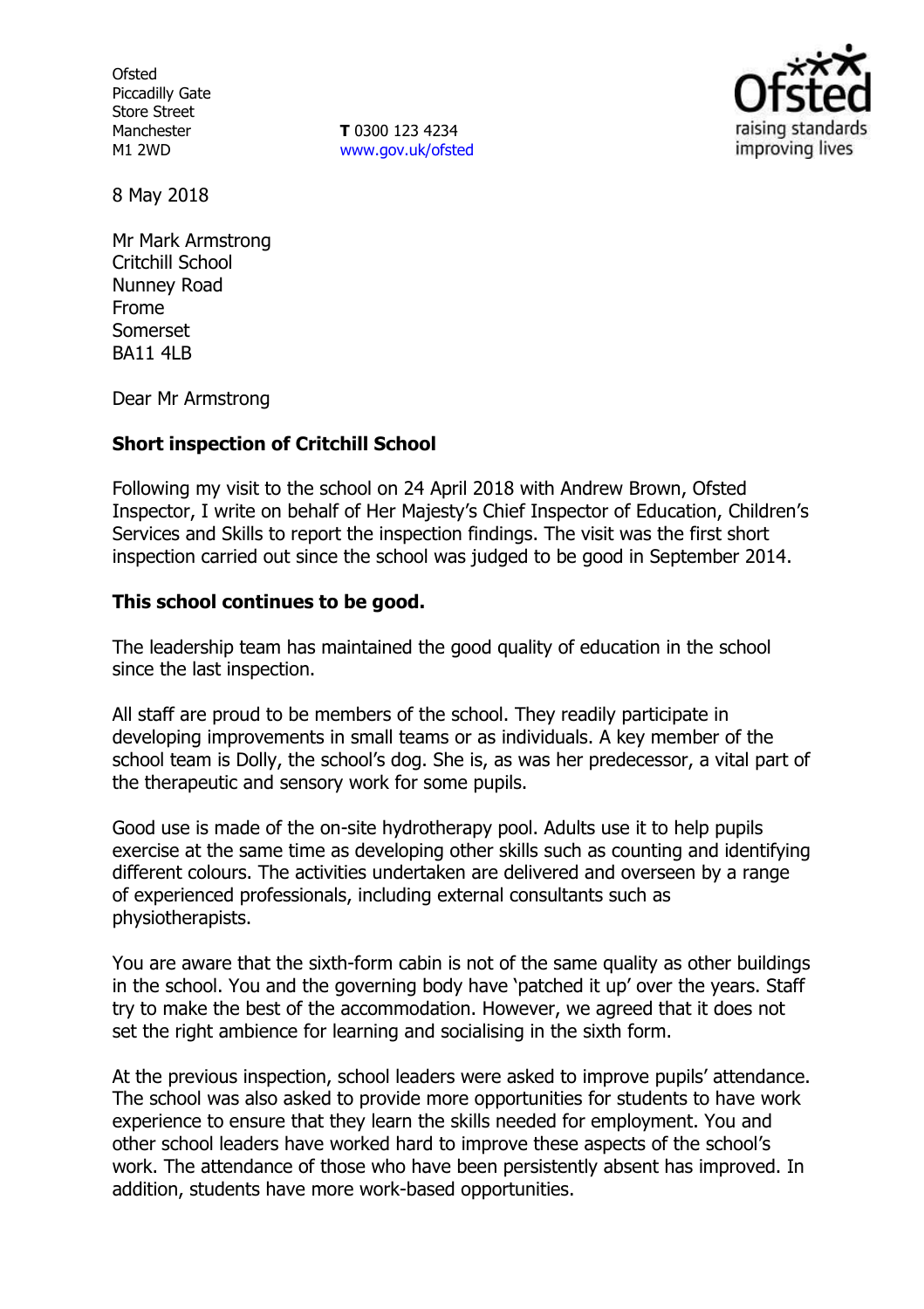Ofsted
Piccadilly Gate
Store Street
Manchester
M1 2WD

**T** 0300 123 4234
www.gov.uk/ofsted

8 May 2018

Mr Mark Armstrong
Critchill School
Nunney Road
Frome
Somerset
BA11 4LB

Dear Mr Armstrong

**Short inspection of Critchill School**

Following my visit to the school on 24 April 2018 with Andrew Brown, Ofsted Inspector, I write on behalf of Her Majesty's Chief Inspector of Education, Children's Services and Skills to report the inspection findings. The visit was the first short inspection carried out since the school was judged to be good in September 2014.

**This school continues to be good.**

The leadership team has maintained the good quality of education in the school since the last inspection.

All staff are proud to be members of the school. They readily participate in developing improvements in small teams or as individuals. A key member of the school team is Dolly, the school's dog. She is, as was her predecessor, a vital part of the therapeutic and sensory work for some pupils.

Good use is made of the on-site hydrotherapy pool. Adults use it to help pupils exercise at the same time as developing other skills such as counting and identifying different colours. The activities undertaken are delivered and overseen by a range of experienced professionals, including external consultants such as physiotherapists.

You are aware that the sixth-form cabin is not of the same quality as other buildings in the school. You and the governing body have 'patched it up' over the years. Staff try to make the best of the accommodation. However, we agreed that it does not set the right ambience for learning and socialising in the sixth form.

At the previous inspection, school leaders were asked to improve pupils' attendance. The school was also asked to provide more opportunities for students to have work experience to ensure that they learn the skills needed for employment. You and other school leaders have worked hard to improve these aspects of the school's work. The attendance of those who have been persistently absent has improved. In addition, students have more work-based opportunities.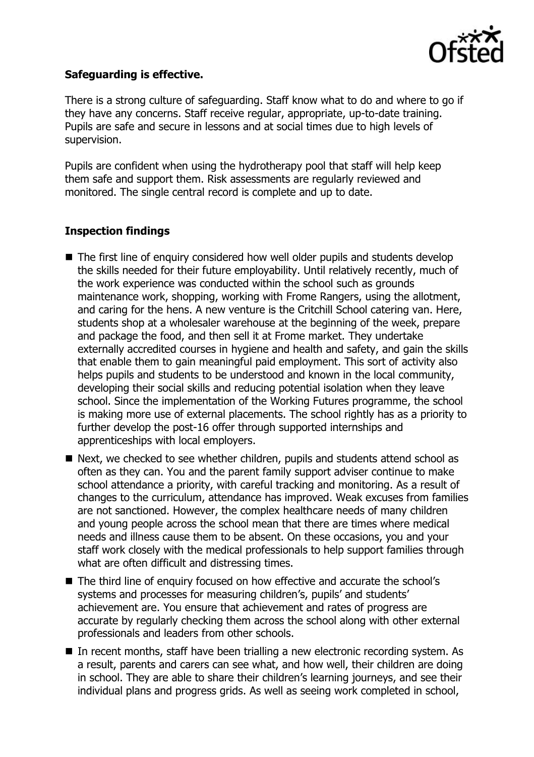**Safeguarding is effective.**

There is a strong culture of safeguarding. Staff know what to do and where to go if they have any concerns. Staff receive regular, appropriate, up-to-date training. Pupils are safe and secure in lessons and at social times due to high levels of supervision.

Pupils are confident when using the hydrotherapy pool that staff will help keep them safe and support them. Risk assessments are regularly reviewed and monitored. The single central record is complete and up to date.

## Inspection findings

- The first line of enquiry considered how well older pupils and students develop the skills needed for their future employability. Until relatively recently, much of the work experience was conducted within the school such as grounds maintenance work, shopping, working with Frome Rangers, using the allotment, and caring for the hens. A new venture is the Critchill School catering van. Here, students shop at a wholesaler warehouse at the beginning of the week, prepare and package the food, and then sell it at Frome market. They undertake externally accredited courses in hygiene and health and safety, and gain the skills that enable them to gain meaningful paid employment. This sort of activity also helps pupils and students to be understood and known in the local community, developing their social skills and reducing potential isolation when they leave school. Since the implementation of the Working Futures programme, the school is making more use of external placements. The school rightly has as a priority to further develop the post-16 offer through supported internships and apprenticeships with local employers.
- Next, we checked to see whether children, pupils and students attend school as often as they can. You and the parent family support adviser continue to make school attendance a priority, with careful tracking and monitoring. As a result of changes to the curriculum, attendance has improved. Weak excuses from families are not sanctioned. However, the complex healthcare needs of many children and young people across the school mean that there are times where medical needs and illness cause them to be absent. On these occasions, you and your staff work closely with the medical professionals to help support families through what are often difficult and distressing times.
- The third line of enquiry focused on how effective and accurate the school's systems and processes for measuring children's, pupils' and students' achievement are. You ensure that achievement and rates of progress are accurate by regularly checking them across the school along with other external professionals and leaders from other schools.
- In recent months, staff have been trialling a new electronic recording system. As a result, parents and carers can see what, and how well, their children are doing in school. They are able to share their children's learning journeys, and see their individual plans and progress grids. As well as seeing work completed in school,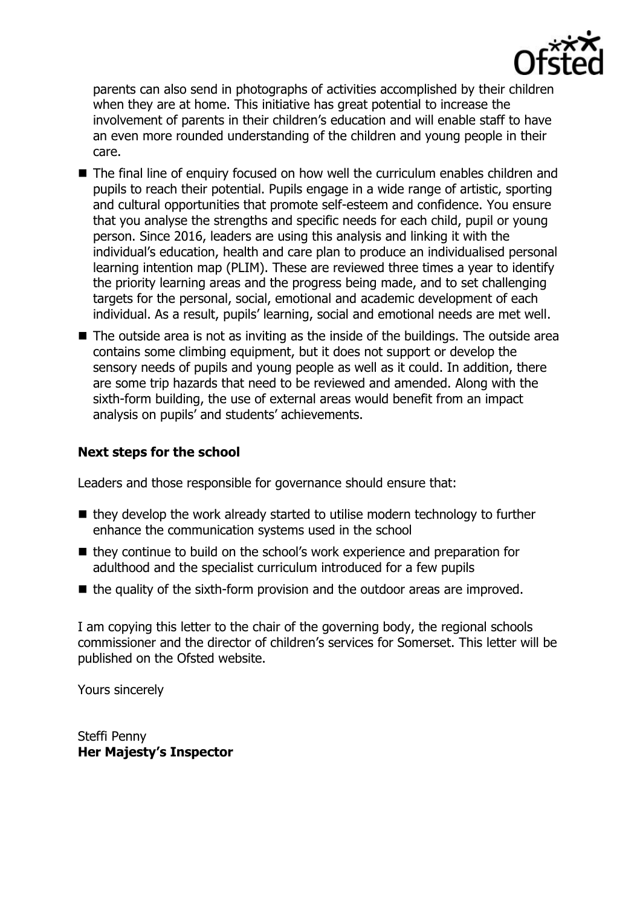parents can also send in photographs of activities accomplished by their children when they are at home. This initiative has great potential to increase the involvement of parents in their children's education and will enable staff to have an even more rounded understanding of the children and young people in their care.

- The final line of enquiry focused on how well the curriculum enables children and pupils to reach their potential. Pupils engage in a wide range of artistic, sporting and cultural opportunities that promote self-esteem and confidence. You ensure that you analyse the strengths and specific needs for each child, pupil or young person. Since 2016, leaders are using this analysis and linking it with the individual's education, health and care plan to produce an individualised personal learning intention map (PLIM). These are reviewed three times a year to identify the priority learning areas and the progress being made, and to set challenging targets for the personal, social, emotional and academic development of each individual. As a result, pupils' learning, social and emotional needs are met well.
- The outside area is not as inviting as the inside of the buildings. The outside area contains some climbing equipment, but it does not support or develop the sensory needs of pupils and young people as well as it could. In addition, there are some trip hazards that need to be reviewed and amended. Along with the sixth-form building, the use of external areas would benefit from an impact analysis on pupils' and students' achievements.

### Next steps for the school

Leaders and those responsible for governance should ensure that:

- they develop the work already started to utilise modern technology to further enhance the communication systems used in the school
- they continue to build on the school's work experience and preparation for adulthood and the specialist curriculum introduced for a few pupils
- the quality of the sixth-form provision and the outdoor areas are improved.

I am copying this letter to the chair of the governing body, the regional schools commissioner and the director of children's services for Somerset. This letter will be published on the Ofsted website.

Yours sincerely

Steffi Penny
**Her Majesty's Inspector**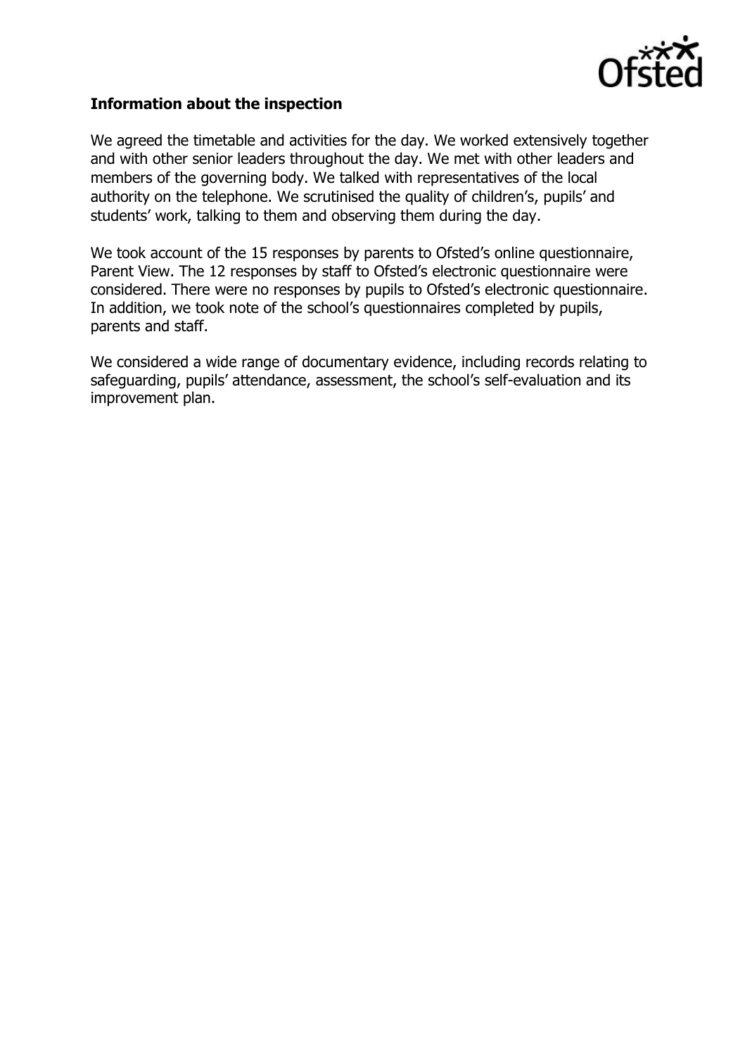**Information about the inspection**

We agreed the timetable and activities for the day. We worked extensively together and with other senior leaders throughout the day. We met with other leaders and members of the governing body. We talked with representatives of the local authority on the telephone. We scrutinised the quality of children's, pupils' and students' work, talking to them and observing them during the day.

We took account of the 15 responses by parents to Ofsted's online questionnaire, Parent View. The 12 responses by staff to Ofsted's electronic questionnaire were considered. There were no responses by pupils to Ofsted's electronic questionnaire. In addition, we took note of the school's questionnaires completed by pupils, parents and staff.

We considered a wide range of documentary evidence, including records relating to safeguarding, pupils' attendance, assessment, the school's self-evaluation and its improvement plan.